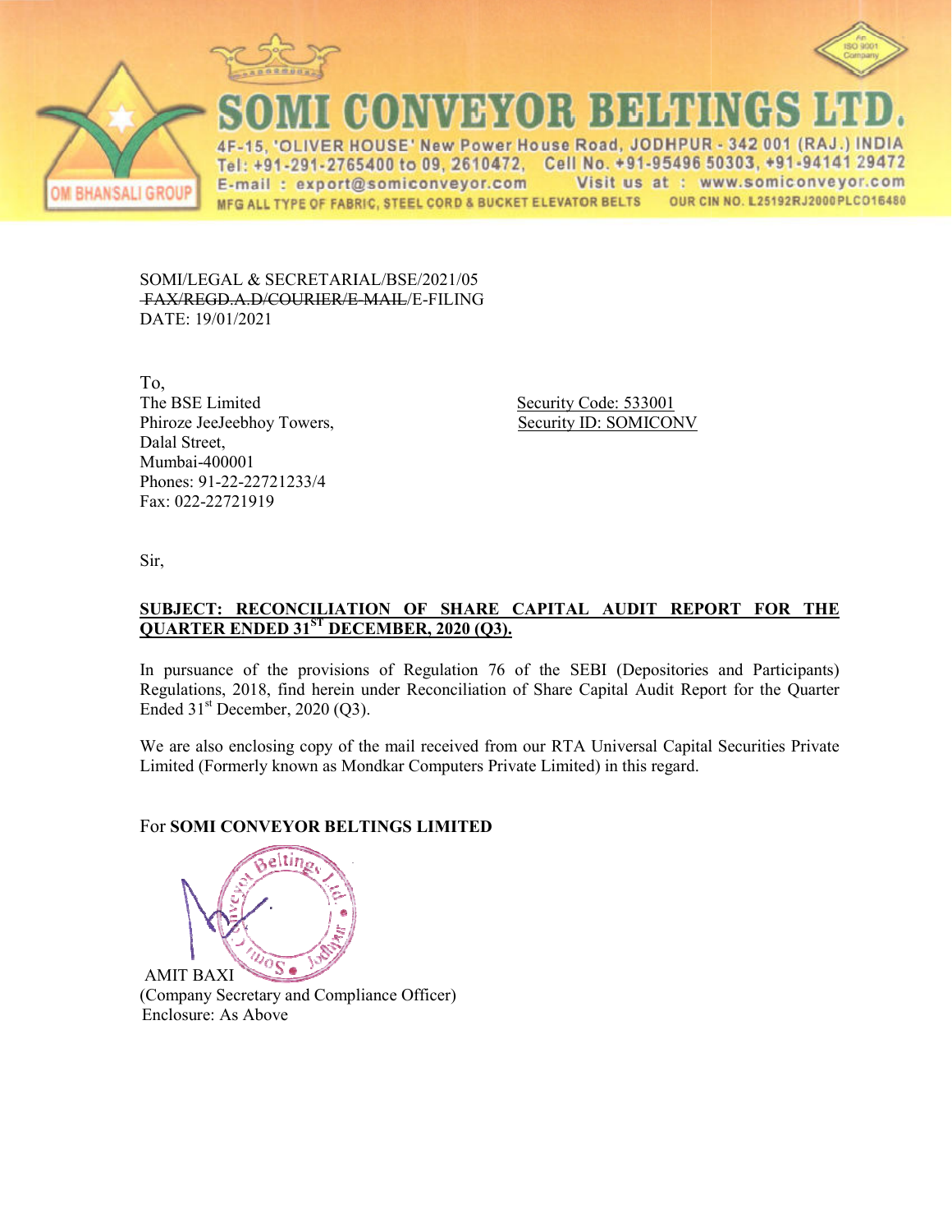# SOMI CONVEYOR BELTINGS LTD.

OM BHANSALI GROUP

4F-15, 'OLIVER HOUSE' New Power House Road, JODHPUR - 342 001 (RAJ.) INDIA
Tel: +91-291-2765400 to 09, 2610472, Cell No. +91-95496 50303, +91-94141 29472
E-mail : export@somiconveyor.com Visit us at : www.somiconveyor.com
MFG ALL TYPE OF FABRIC, STEEL CORD & BUCKET ELEVATOR BELTS OUR CIN NO. L25192RJ2000PLC016480

SOMI/LEGAL & SECRETARIAL/BSE/2021/05
~~FAX/REGD.A.D/COURIER/E-MAIL~~/E-FILING
DATE: 19/01/2021

To,
The BSE Limited
Phiroze JeeJeebhoy Towers,
Dalal Street,
Mumbai-400001
Phones: 91-22-22721233/4
Fax: 022-22721919

Security Code: 533001
Security ID: SOMICONV

Sir,

**SUBJECT: RECONCILIATION OF SHARE CAPITAL AUDIT REPORT FOR THE QUARTER ENDED 31ST DECEMBER, 2020 (Q3).**

In pursuance of the provisions of Regulation 76 of the SEBI (Depositories and Participants) Regulations, 2018, find herein under Reconciliation of Share Capital Audit Report for the Quarter Ended 31st December, 2020 (Q3).

We are also enclosing copy of the mail received from our RTA Universal Capital Securities Private Limited (Formerly known as Mondkar Computers Private Limited) in this regard.

For **SOMI CONVEYOR BELTINGS LIMITED**

AMIT BAXI
(Company Secretary and Compliance Officer)
Enclosure: As Above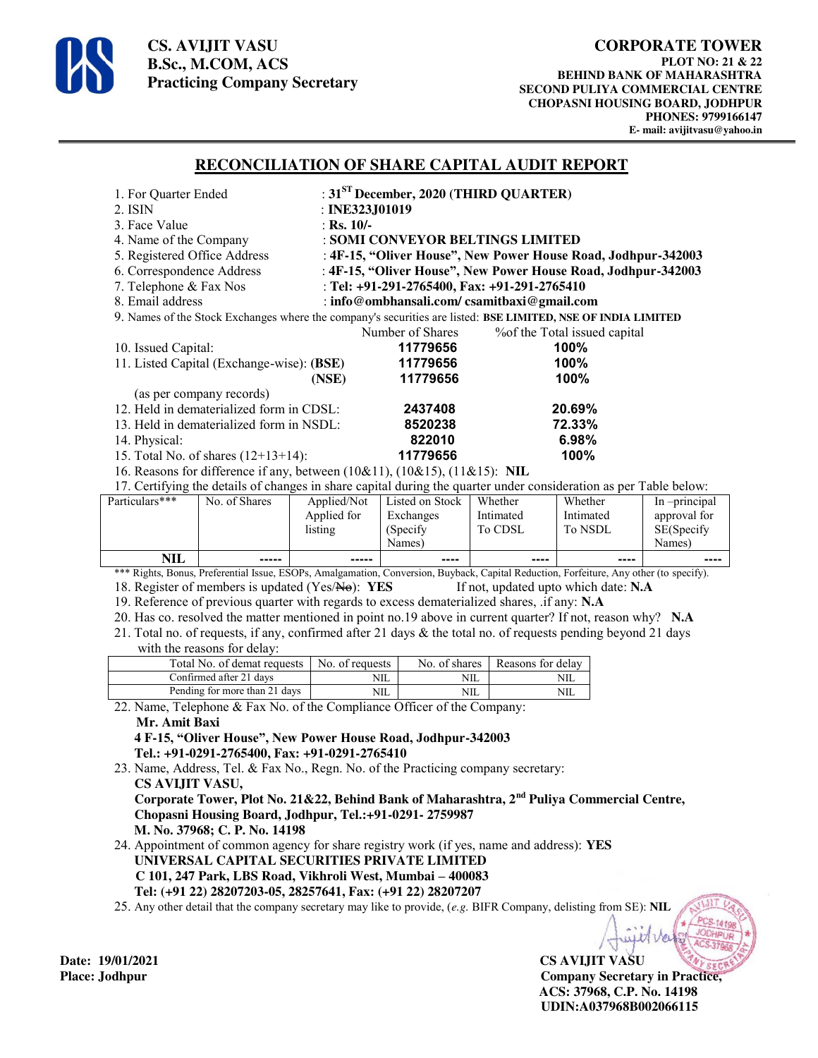**CS. AVIJIT VASU**
**B.Sc., M.COM, ACS**
**Practicing Company Secretary**

**CORPORATE TOWER**
**PLOT NO: 21 & 22**
**BEHIND BANK OF MAHARASHTRA**
**SECOND PULIYA COMMERCIAL CENTRE**
**CHOPASNI HOUSING BOARD, JODHPUR**
**PHONES: 9799166147**
**E- mail: avijitvasu@yahoo.in**

---

## RECONCILIATION OF SHARE CAPITAL AUDIT REPORT

1. For Quarter Ended : **31[ST] December, 2020 (THIRD QUARTER)**
2. ISIN : **INE323J01019**
3. Face Value : **Rs. 10/-**
4. Name of the Company : **SOMI CONVEYOR BELTINGS LIMITED**
5. Registered Office Address : **4F-15, "Oliver House", New Power House Road, Jodhpur-342003**
6. Correspondence Address : **4F-15, "Oliver House", New Power House Road, Jodhpur-342003**
7. Telephone & Fax Nos : **Tel: +91-291-2765400, Fax: +91-291-2765410**
8. Email address : **info@ombhansali.com/ csamitbaxi@gmail.com**
9. Names of the Stock Exchanges where the company's securities are listed: **BSE LIMITED, NSE OF INDIA LIMITED**

| | Number of Shares | %of the Total issued capital |
|---|---|---|
| 10. Issued Capital: | **11779656** | **100%** |
| 11. Listed Capital (Exchange-wise): **(BSE)** | **11779656** | **100%** |
| **(NSE)** | **11779656** | **100%** |
| (as per company records) | | |
| 12. Held in dematerialized form in CDSL: | **2437408** | **20.69%** |
| 13. Held in dematerialized form in NSDL: | **8520238** | **72.33%** |
| 14. Physical: | **822010** | **6.98%** |
| 15. Total No. of shares (12+13+14): | **11779656** | **100%** |

16. Reasons for difference if any, between (10&11), (10&15), (11&15): **NIL**
17. Certifying the details of changes in share capital during the quarter under consideration as per Table below:

| Particulars*** | No. of Shares | Applied/Not Applied for listing | Listed on Stock Exchanges (Specify Names) | Whether Intimated To CDSL | Whether Intimated To NSDL | In –principal approval for SE(Specify Names) |
|---|---|---|---|---|---|---|
| **NIL** | ----- | ----- | ---- | ---- | ---- | ---- |

*** Rights, Bonus, Preferential Issue, ESOPs, Amalgamation, Conversion, Buyback, Capital Reduction, Forfeiture, Any other (to specify).

18. Register of members is updated (Yes/~~No~~): **YES** If not, updated upto which date: **N.A**
19. Reference of previous quarter with regards to excess dematerialized shares, .if any: **N.A**
20. Has co. resolved the matter mentioned in point no.19 above in current quarter? If not, reason why? **N.A**
21. Total no. of requests, if any, confirmed after 21 days & the total no. of requests pending beyond 21 days with the reasons for delay:

| Total No. of demat requests | No. of requests | No. of shares | Reasons for delay |
|---|---|---|---|
| Confirmed after 21 days | NIL | NIL | NIL |
| Pending for more than 21 days | NIL | NIL | NIL |

22. Name, Telephone & Fax No. of the Compliance Officer of the Company:
    **Mr. Amit Baxi**
    **4 F-15, "Oliver House", New Power House Road, Jodhpur-342003**
    **Tel.: +91-0291-2765400, Fax: +91-0291-2765410**
23. Name, Address, Tel. & Fax No., Regn. No. of the Practicing company secretary:
    **CS AVIJIT VASU,**
    **Corporate Tower, Plot No. 21&22, Behind Bank of Maharashtra, 2[nd] Puliya Commercial Centre, Chopasni Housing Board, Jodhpur, Tel.:+91-0291- 2759987**
    **M. No. 37968; C. P. No. 14198**
24. Appointment of common agency for share registry work (if yes, name and address): **YES**
    **UNIVERSAL CAPITAL SECURITIES PRIVATE LIMITED**
    **C 101, 247 Park, LBS Road, Vikhroli West, Mumbai – 400083**
    **Tel: (+91 22) 28207203-05, 28257641, Fax: (+91 22) 28207207**
25. Any other detail that the company secretary may like to provide, (*e.g.* BIFR Company, delisting from SE): **NIL**

**Date: 19/01/2021**
**Place: Jodhpur**

**CS AVIJIT VASU**
**Company Secretary in Practice,**
**ACS: 37968, C.P. No. 14198**
**UDIN:A037968B002066115**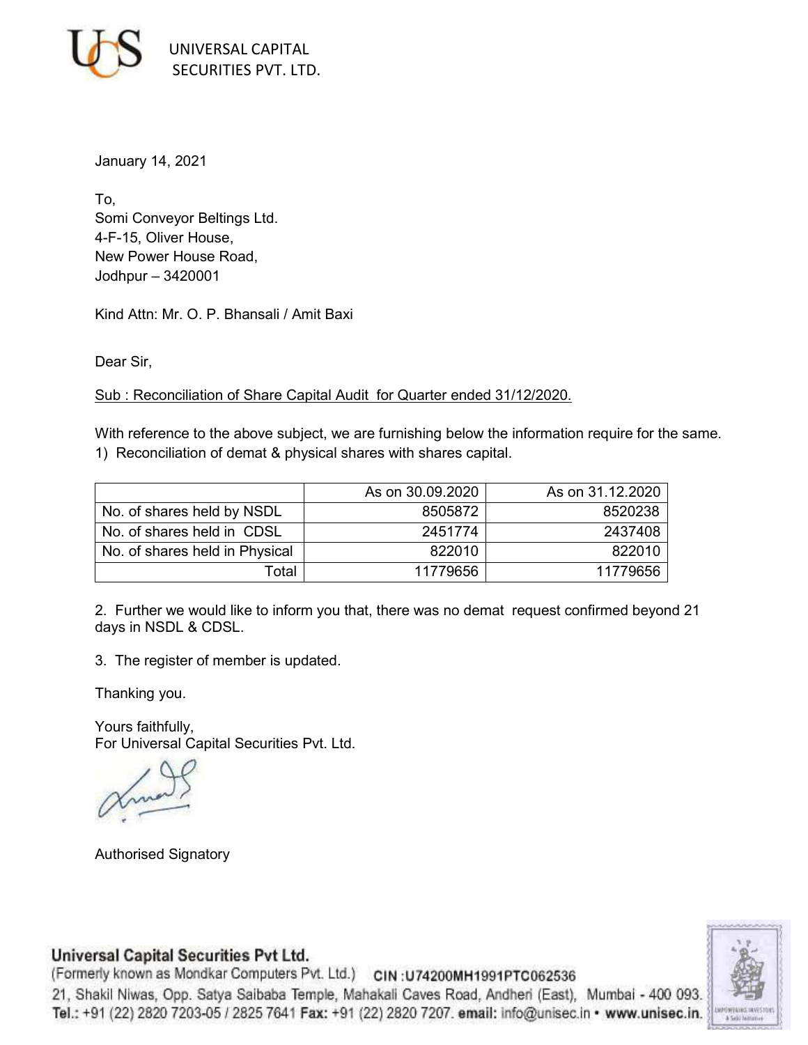UNIVERSAL CAPITAL SECURITIES PVT. LTD.

January 14, 2021

To,
Somi Conveyor Beltings Ltd.
4-F-15, Oliver House,
New Power House Road,
Jodhpur – 3420001

Kind Attn: Mr. O. P. Bhansali / Amit Baxi

Dear Sir,

Sub : Reconciliation of Share Capital Audit for Quarter ended 31/12/2020.

With reference to the above subject, we are furnishing below the information require for the same.
1) Reconciliation of demat & physical shares with shares capital.

| | As on 30.09.2020 | As on 31.12.2020 |
|---|---|---|
| No. of shares held by NSDL | 8505872 | 8520238 |
| No. of shares held in CDSL | 2451774 | 2437408 |
| No. of shares held in Physical | 822010 | 822010 |
| Total | 11779656 | 11779656 |

2. Further we would like to inform you that, there was no demat request confirmed beyond 21 days in NSDL & CDSL.

3. The register of member is updated.

Thanking you.

Yours faithfully,
For Universal Capital Securities Pvt. Ltd.

Authorised Signatory

**Universal Capital Securities Pvt Ltd.**
(Formerly known as Mondkar Computers Pvt. Ltd.) CIN :U74200MH1991PTC062536
21, Shakil Niwas, Opp. Satya Saibaba Temple, Mahakali Caves Road, Andheri (East), Mumbai - 400 093.
**Tel.:** +91 (22) 2820 7203-05 / 2825 7641 **Fax:** +91 (22) 2820 7207. **email:** info@unisec.in • **www.unisec.in**.